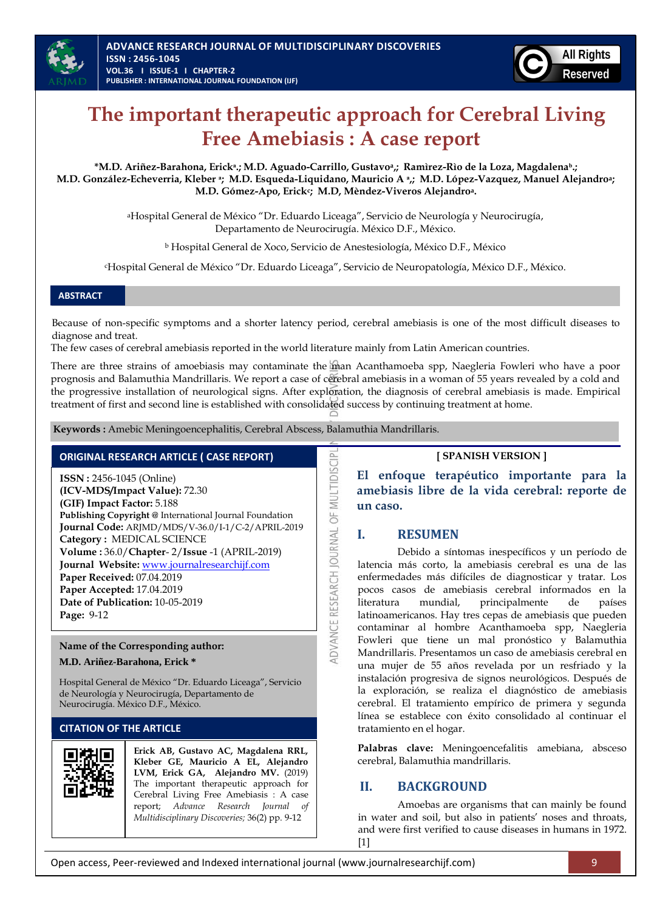# The important therapeutic approach for Cerebral Living Free Amebiasis : A case report

**\*M.D. Ariñez-Barahona, Erick[a].; M.D. Aguado-Carrillo, Gustavo[a].; Ramìrez-Rìo de la Loza, Magdalena[b].; M.D. González-Echeverria, Kleber [a]; M.D. Esqueda-Liquidano, Mauricio A [a].; M.D. López-Vazquez, Manuel Alejandro[a]; M.D. Gómez-Apo, Erick[c]; M.D, Mèndez-Viveros Alejandro[a].**

[a]Hospital General de México "Dr. Eduardo Liceaga", Servicio de Neurología y Neurocirugía, Departamento de Neurocirugía. México D.F., México.

[b] Hospital General de Xoco, Servicio de Anestesiología, México D.F., México

[c]Hospital General de México "Dr. Eduardo Liceaga", Servicio de Neuropatología, México D.F., México.

## ABSTRACT

Because of non-specific symptoms and a shorter latency period, cerebral amebiasis is one of the most difficult diseases to diagnose and treat.
The few cases of cerebral amebiasis reported in the world literature mainly from Latin American countries.

There are three strains of amoebiasis may contaminate the man Acanthamoeba spp, Naegleria Fowleri who have a poor prognosis and Balamuthia Mandrillaris. We report a case of cerebral amebiasis in a woman of 55 years revealed by a cold and the progressive installation of neurological signs. After exploration, the diagnosis of cerebral amebiasis is made. Empirical treatment of first and second line is established with consolidated success by continuing treatment at home.

**Keywords :** Amebic Meningoencephalitis, Cerebral Abscess, Balamuthia Mandrillaris.

## ORIGINAL RESEARCH ARTICLE ( CASE REPORT)

**ISSN :** 2456-1045 (Online)
**(ICV-MDS/Impact Value):** 72.30
**(GIF) Impact Factor:** 5.188
**Publishing Copyright @** International Journal Foundation
**Journal Code:** ARJMD/MDS/V-36.0/I-1/C-2/APRIL-2019
**Category :** MEDICAL SCIENCE
**Volume :** 36.0/**Chapter**- 2/**Issue** -1 (APRIL-2019)
**Journal Website:** www.journalresearchijf.com
**Paper Received:** 07.04.2019
**Paper Accepted:** 17.04.2019
**Date of Publication:** 10-05-2019
**Page:** 9-12

**Name of the Corresponding author:**

**M.D. Ariñez-Barahona, Erick \***

Hospital General de México "Dr. Eduardo Liceaga", Servicio de Neurología y Neurocirugía, Departamento de Neurocirugía. México D.F., México.

## CITATION OF THE ARTICLE

**Erick AB, Gustavo AC, Magdalena RRL, Kleber GE, Mauricio A EL, Alejandro LVM, Erick GA, Alejandro MV.** (2019) The important therapeutic approach for Cerebral Living Free Amebiasis : A case report; *Advance Research Journal of Multidisciplinary Discoveries;* 36(2) pp. 9-12

**[ SPANISH VERSION ]**

## El enfoque terapéutico importante para la amebiasis libre de la vida cerebral: reporte de un caso.

## I. RESUMEN

Debido a síntomas inespecíficos y un período de latencia más corto, la amebiasis cerebral es una de las enfermedades más difíciles de diagnosticar y tratar. Los pocos casos de amebiasis cerebral informados en la literatura mundial, principalmente de países latinoamericanos. Hay tres cepas de amebiasis que pueden contaminar al hombre Acanthamoeba spp, Naegleria Fowleri que tiene un mal pronóstico y Balamuthia Mandrillaris. Presentamos un caso de amebiasis cerebral en una mujer de 55 años revelada por un resfriado y la instalación progresiva de signos neurológicos. Después de la exploración, se realiza el diagnóstico de amebiasis cerebral. El tratamiento empírico de primera y segunda línea se establece con éxito consolidado al continuar el tratamiento en el hogar.

**Palabras clave:** Meningoencefalitis ameblana, absceso cerebral, Balamuthia mandrillaris.

## II. BACKGROUND

Amoebas are organisms that can mainly be found in water and soil, but also in patients' noses and throats, and were first verified to cause diseases in humans in 1972. [1]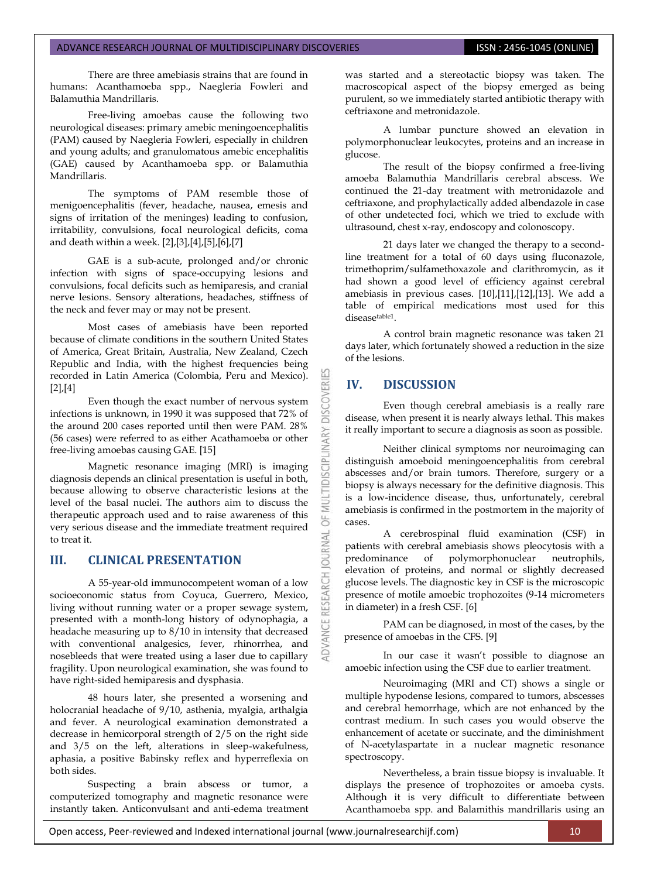There are three amebiasis strains that are found in humans: Acanthamoeba spp., Naegleria Fowleri and Balamuthia Mandrillaris.

Free-living amoebas cause the following two neurological diseases: primary amebic meningoencephalitis (PAM) caused by Naegleria Fowleri, especially in children and young adults; and granulomatous amebic encephalitis (GAE) caused by Acanthamoeba spp. or Balamuthia Mandrillaris.

The symptoms of PAM resemble those of menigoencephalitis (fever, headache, nausea, emesis and signs of irritation of the meninges) leading to confusion, irritability, convulsions, focal neurological deficits, coma and death within a week. [2],[3],[4],[5],[6],[7]

GAE is a sub-acute, prolonged and/or chronic infection with signs of space-occupying lesions and convulsions, focal deficits such as hemiparesis, and cranial nerve lesions. Sensory alterations, headaches, stiffness of the neck and fever may or may not be present.

Most cases of amebiasis have been reported because of climate conditions in the southern United States of America, Great Britain, Australia, New Zealand, Czech Republic and India, with the highest frequencies being recorded in Latin America (Colombia, Peru and Mexico). [2],[4]

Even though the exact number of nervous system infections is unknown, in 1990 it was supposed that 72% of the around 200 cases reported until then were PAM. 28% (56 cases) were referred to as either Acathamoeba or other free-living amoebas causing GAE. [15]

Magnetic resonance imaging (MRI) is imaging diagnosis depends an clinical presentation is useful in both, because allowing to observe characteristic lesions at the level of the basal nuclei. The authors aim to discuss the therapeutic approach used and to raise awareness of this very serious disease and the immediate treatment required to treat it.

## III. CLINICAL PRESENTATION

A 55-year-old immunocompetent woman of a low socioeconomic status from Coyuca, Guerrero, Mexico, living without running water or a proper sewage system, presented with a month-long history of odynophagia, a headache measuring up to 8/10 in intensity that decreased with conventional analgesics, fever, rhinorrhea, and nosebleeds that were treated using a laser due to capillary fragility. Upon neurological examination, she was found to have right-sided hemiparesis and dysphasia.

48 hours later, she presented a worsening and holocranial headache of 9/10, asthenia, myalgia, arthalgia and fever. A neurological examination demonstrated a decrease in hemicorporal strength of 2/5 on the right side and 3/5 on the left, alterations in sleep-wakefulness, aphasia, a positive Babinsky reflex and hyperreflexia on both sides.

Suspecting a brain abscess or tumor, a computerized tomography and magnetic resonance were instantly taken. Anticonvulsant and anti-edema treatment was started and a stereotactic biopsy was taken. The macroscopical aspect of the biopsy emerged as being purulent, so we immediately started antibiotic therapy with ceftriaxone and metronidazole.

A lumbar puncture showed an elevation in polymorphonuclear leukocytes, proteins and an increase in glucose.

The result of the biopsy confirmed a free-living amoeba Balamuthia Mandrillaris cerebral abscess. We continued the 21-day treatment with metronidazole and ceftriaxone, and prophylactically added albendazole in case of other undetected foci, which we tried to exclude with ultrasound, chest x-ray, endoscopy and colonoscopy.

21 days later we changed the therapy to a second-line treatment for a total of 60 days using fluconazole, trimethoprim/sulfamethoxazole and clarithromycin, as it had shown a good level of efficiency against cerebral amebiasis in previous cases. [10],[11],[12],[13]. We add a table of empirical medications most used for this disease[table1].

A control brain magnetic resonance was taken 21 days later, which fortunately showed a reduction in the size of the lesions.

## IV. DISCUSSION

Even though cerebral amebiasis is a really rare disease, when present it is nearly always lethal. This makes it really important to secure a diagnosis as soon as possible.

Neither clinical symptoms nor neuroimaging can distinguish amoeboid meningoencephalitis from cerebral abscesses and/or brain tumors. Therefore, surgery or a biopsy is always necessary for the definitive diagnosis. This is a low-incidence disease, thus, unfortunately, cerebral amebiasis is confirmed in the postmortem in the majority of cases.

A cerebrospinal fluid examination (CSF) in patients with cerebral amebiasis shows pleocytosis with a predominance of polymorphonuclear neutrophils, elevation of proteins, and normal or slightly decreased glucose levels. The diagnostic key in CSF is the microscopic presence of motile amoebic trophozoites (9-14 micrometers in diameter) in a fresh CSF. [6]

PAM can be diagnosed, in most of the cases, by the presence of amoebas in the CFS. [9]

In our case it wasn't possible to diagnose an amoebic infection using the CSF due to earlier treatment.

Neuroimaging (MRI and CT) shows a single or multiple hypodense lesions, compared to tumors, abscesses and cerebral hemorrhage, which are not enhanced by the contrast medium. In such cases you would observe the enhancement of acetate or succinate, and the diminishment of N-acetylaspartate in a nuclear magnetic resonance spectroscopy.

Nevertheless, a brain tissue biopsy is invaluable. It displays the presence of trophozoites or amoeba cysts. Although it is very difficult to differentiate between Acanthamoeba spp. and Balamithis mandrillaris using an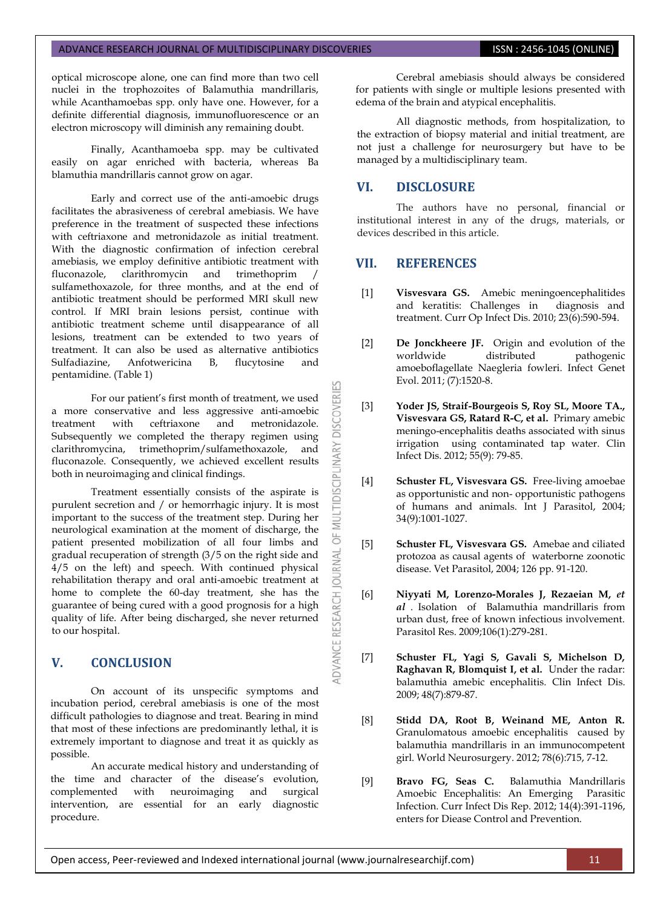optical microscope alone, one can find more than two cell nuclei in the trophozoites of Balamuthia mandrillaris, while Acanthamoebas spp. only have one. However, for a definite differential diagnosis, immunofluorescence or an electron microscopy will diminish any remaining doubt.

Finally, Acanthamoeba spp. may be cultivated easily on agar enriched with bacteria, whereas Ba blamuthia mandrillaris cannot grow on agar.

Early and correct use of the anti-amoebic drugs facilitates the abrasiveness of cerebral amebiasis. We have preference in the treatment of suspected these infections with ceftriaxone and metronidazole as initial treatment. With the diagnostic confirmation of infection cerebral amebiasis, we employ definitive antibiotic treatment with fluconazole, clarithromycin and trimethoprim / sulfamethoxazole, for three months, and at the end of antibiotic treatment should be performed MRI skull new control. If MRI brain lesions persist, continue with antibiotic treatment scheme until disappearance of all lesions, treatment can be extended to two years of treatment. It can also be used as alternative antibiotics Sulfadiazine, Anfotwericina B, flucytosine and pentamidine. (Table 1)

For our patient's first month of treatment, we used a more conservative and less aggressive anti-amoebic treatment with ceftriaxone and metronidazole. Subsequently we completed the therapy regimen using clarithromycina, trimethoprim/sulfamethoxazole, and fluconazole. Consequently, we achieved excellent results both in neuroimaging and clinical findings.

Treatment essentially consists of the aspirate is purulent secretion and / or hemorrhagic injury. It is most important to the success of the treatment step. During her neurological examination at the moment of discharge, the patient presented mobilization of all four limbs and gradual recuperation of strength (3/5 on the right side and 4/5 on the left) and speech. With continued physical rehabilitation therapy and oral anti-amoebic treatment at home to complete the 60-day treatment, she has the guarantee of being cured with a good prognosis for a high quality of life. After being discharged, she never returned to our hospital.

## V. CONCLUSION

On account of its unspecific symptoms and incubation period, cerebral amebiasis is one of the most difficult pathologies to diagnose and treat. Bearing in mind that most of these infections are predominantly lethal, it is extremely important to diagnose and treat it as quickly as possible.

An accurate medical history and understanding of the time and character of the disease's evolution, complemented with neuroimaging and surgical intervention, are essential for an early diagnostic procedure.

Cerebral amebiasis should always be considered for patients with single or multiple lesions presented with edema of the brain and atypical encephalitis.

All diagnostic methods, from hospitalization, to the extraction of biopsy material and initial treatment, are not just a challenge for neurosurgery but have to be managed by a multidisciplinary team.

## VI. DISCLOSURE

The authors have no personal, financial or institutional interest in any of the drugs, materials, or devices described in this article.

## VII. REFERENCES

[1] **Visvesvara GS.** Amebic meningoencephalitides and keratitis: Challenges in diagnosis and treatment. Curr Op Infect Dis. 2010; 23(6):590-594.

[2] **De Jonckheere JF.** Origin and evolution of the worldwide distributed pathogenic amoeboflagellate Naegleria fowleri. Infect Genet Evol. 2011; (7):1520-8.

[3] **Yoder JS, Straif-Bourgeois S, Roy SL, Moore TA., Visvesvara GS, Ratard R-C, et al.** Primary amebic meningo-encephalitis deaths associated with sinus irrigation using contaminated tap water. Clin Infect Dis. 2012; 55(9): 79-85.

[4] **Schuster FL, Visvesvara GS.** Free-living amoebae as opportunistic and non- opportunistic pathogens of humans and animals. Int J Parasitol, 2004; 34(9):1001-1027.

[5] **Schuster FL, Visvesvara GS.** Amebae and ciliated protozoa as causal agents of waterborne zoonotic disease. Vet Parasitol, 2004; 126 pp. 91-120.

[6] **Niyyati M, Lorenzo-Morales J, Rezaeian M, *et al*** . Isolation of Balamuthia mandrillaris from urban dust, free of known infectious involvement. Parasitol Res. 2009;106(1):279-281.

[7] **Schuster FL, Yagi S, Gavali S, Michelson D, Raghavan R, Blomquist I, et al.** Under the radar: balamuthia amebic encephalitis. Clin Infect Dis. 2009; 48(7):879-87.

[8] **Stidd DA, Root B, Weinand ME, Anton R.** Granulomatous amoebic encephalitis caused by balamuthia mandrillaris in an immunocompetent girl. World Neurosurgery. 2012; 78(6):715, 7-12.

[9] **Bravo FG, Seas C.** Balamuthia Mandrillaris Amoebic Encephalitis: An Emerging Parasitic Infection. Curr Infect Dis Rep. 2012; 14(4):391-1196, enters for Diease Control and Prevention.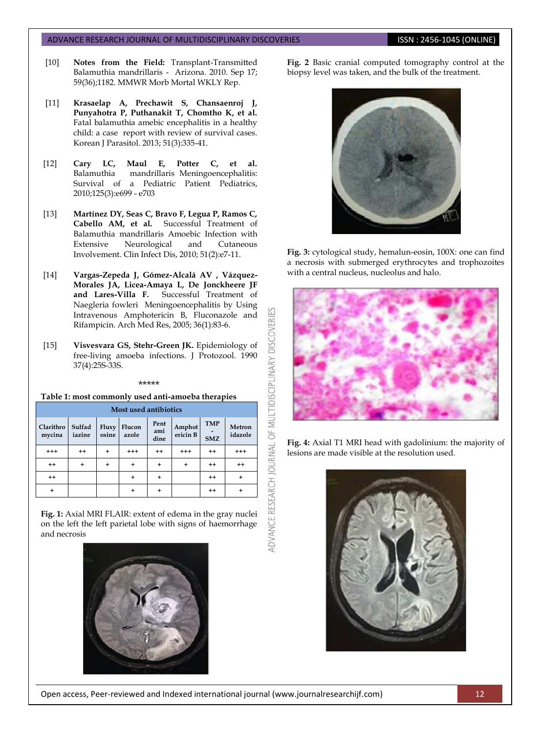[10] **Notes from the Field:** Transplant-Transmitted Balamuthia mandrillaris - Arizona. 2010. Sep 17; 59(36);1182. MMWR Morb Mortal WKLY Rep.

[11] **Krasaelap A, Prechawit S, Chansaenroj J, Punyahotra P, Puthanakit T, Chomtho K, et al.** Fatal balamuthia amebic encephalitis in a healthy child: a case report with review of survival cases. Korean J Parasitol. 2013; 51(3):335-41.

[12] **Cary LC, Maul E, Potter C, et al.** Balamuthia mandrillaris Meningoencephalitis: Survival of a Pediatric Patient Pediatrics, 2010;125(3):e699 - e703

[13] **Martínez DY, Seas C, Bravo F, Legua P, Ramos C, Cabello AM, et al.** Successful Treatment of Balamuthia mandrillaris Amoebic Infection with Extensive Neurological and Cutaneous Involvement. Clin Infect Dis, 2010; 51(2):e7-11.

[14] **Vargas-Zepeda J, Gómez-Alcalá AV , Vázquez-Morales JA, Licea-Amaya L, De Jonckheere JF and Lares-Villa F.** Successful Treatment of Naegleria fowleri Meningoencephalitis by Using Intravenous Amphotericin B, Fluconazole and Rifampicin. Arch Med Res, 2005; 36(1):83-6.

[15] **Visvesvara GS, Stehr-Green JK.** Epidemiology of free-living amoeba infections. J Protozool. 1990 37(4):25S-33S.

\*\*\*\*\*

**Table 1: most commonly used anti-amoeba therapies**

| Most used antibiotics | | | | | | | |
|---|---|---|---|---|---|---|---|
| Clarithromycina | Sulfadiazine | Fluxyosine | Fluconazole | Pentamidine | Amphotericin B | TMP - SMZ | Metronidazole |
| +++ | ++ | + | +++ | ++ | +++ | ++ | +++ |
| ++ | + | + | + | + | + | ++ | ++ |
| ++ | | | + | + | | ++ | + |
| + | | | + | + | | ++ | + |

**Fig. 1:** Axial MRI FLAIR: extent of edema in the gray nuclei on the left the left parietal lobe with signs of haemorrhage and necrosis

**Fig. 2** Basic cranial computed tomography control at the biopsy level was taken, and the bulk of the treatment.

**Fig. 3:** cytological study, hemalun-eosin, 100X: one can find a necrosis with submerged erythrocytes and trophozoites with a central nucleus, nucleolus and halo.

**Fig. 4:** Axial T1 MRI head with gadolinium: the majority of lesions are made visible at the resolution used.